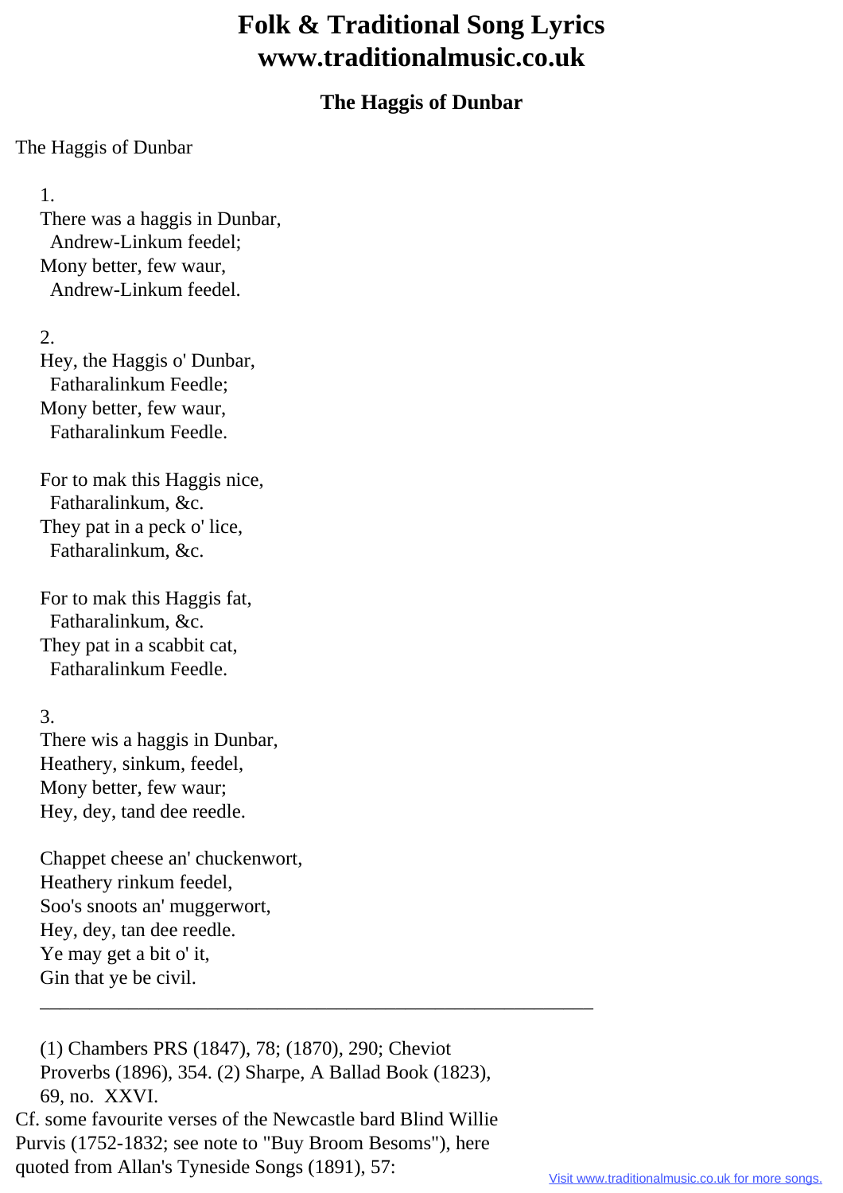# Folk & Traditional Song Lyrics www.traditionalmusic.co.uk

## The Haggis of Dunbar

The Haggis of Dunbar

1.
There was a haggis in Dunbar,
  Andrew-Linkum feedel;
Mony better, few waur,
  Andrew-Linkum feedel.

2.
Hey, the Haggis o' Dunbar,
  Fatharalinkum Feedle;
Mony better, few waur,
  Fatharalinkum Feedle.

For to mak this Haggis nice,
  Fatharalinkum, &c.
They pat in a peck o' lice,
  Fatharalinkum, &c.

For to mak this Haggis fat,
  Fatharalinkum, &c.
They pat in a scabbit cat,
  Fatharalinkum Feedle.

3.
There wis a haggis in Dunbar,
Heathery, sinkum, feedel,
Mony better, few waur;
Hey, dey, tand dee reedle.

Chappet cheese an' chuckenwort,
Heathery rinkum feedel,
Soo's snoots an' muggerwort,
Hey, dey, tan dee reedle.
Ye may get a bit o' it,
Gin that ye be civil.

---

(1) Chambers PRS (1847), 78; (1870), 290; Cheviot Proverbs (1896), 354. (2) Sharpe, A Ballad Book (1823), 69, no. XXVI.

Cf. some favourite verses of the Newcastle bard Blind Willie Purvis (1752-1832; see note to "Buy Broom Besoms"), here quoted from Allan's Tyneside Songs (1891), 57: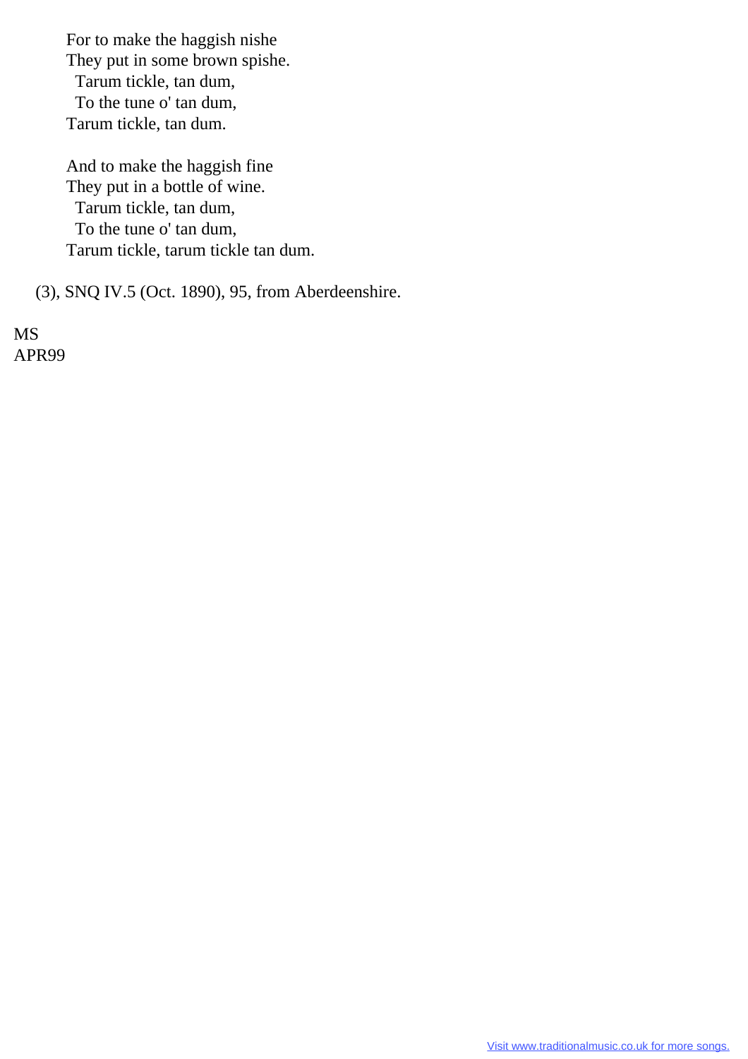For to make the haggish nishe
They put in some brown spishe.
  Tarum tickle, tan dum,
  To the tune o' tan dum,
Tarum tickle, tan dum.

And to make the haggish fine
They put in a bottle of wine.
  Tarum tickle, tan dum,
  To the tune o' tan dum,
Tarum tickle, tarum tickle tan dum.

(3), SNQ IV.5 (Oct. 1890), 95, from Aberdeenshire.

MS
APR99

Visit www.traditionalmusic.co.uk for more songs.